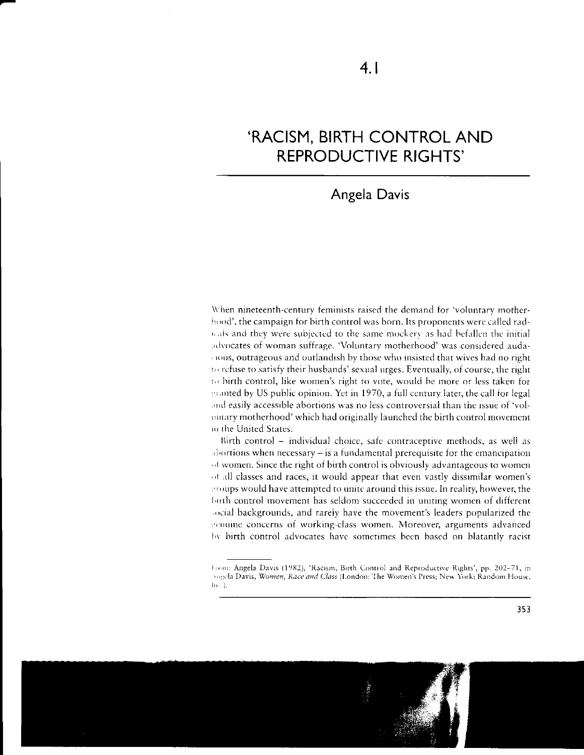# 4.1

# 'RACISM, BIRTH CONTROL AND REPRODUCTIVE RIGHTS'

## Angela Davis

When nineteenth-century feminists raised the demand for 'voluntary motherhood', the campaign for birth control was born. Its proponents were called radicals and they were subjected to the same mockery as had befallen the initial advocates of woman suffrage. 'Voluntary motherhood' was considered audacious, outrageous and outlandish by those who insisted that wives had no right to refuse to satisfy their husbands' sexual urges. Eventually, of course, the right to birth control, like women's right to vote, would be more or less taken for granted by US public opinion. Yet in 1970, a full century later, the call for legal and easily accessible abortions was no less controversial than the issue of 'voluntary motherhood' which had originally launched the birth control movement in the United States.

Birth control – individual choice, safe contraceptive methods, as well as abortions when necessary – is a fundamental prerequisite for the emancipation of women. Since the right of birth control is obviously advantageous to women of all classes and races, it would appear that even vastly dissimilar women's groups would have attempted to unite around this issue. In reality, however, the birth control movement has seldom succeeded in uniting women of different social backgrounds, and rarely have the movement's leaders popularized the genuine concerns of working-class women. Moreover, arguments advanced by birth control advocates have sometimes been based on blatantly racist

From: Angela Davis (1982), 'Racism, Birth Control and Reproductive Rights', pp. 202–71, in Angela Davis, *Women, Race and Class* (London: The Women's Press; New York: Random House, Inc.).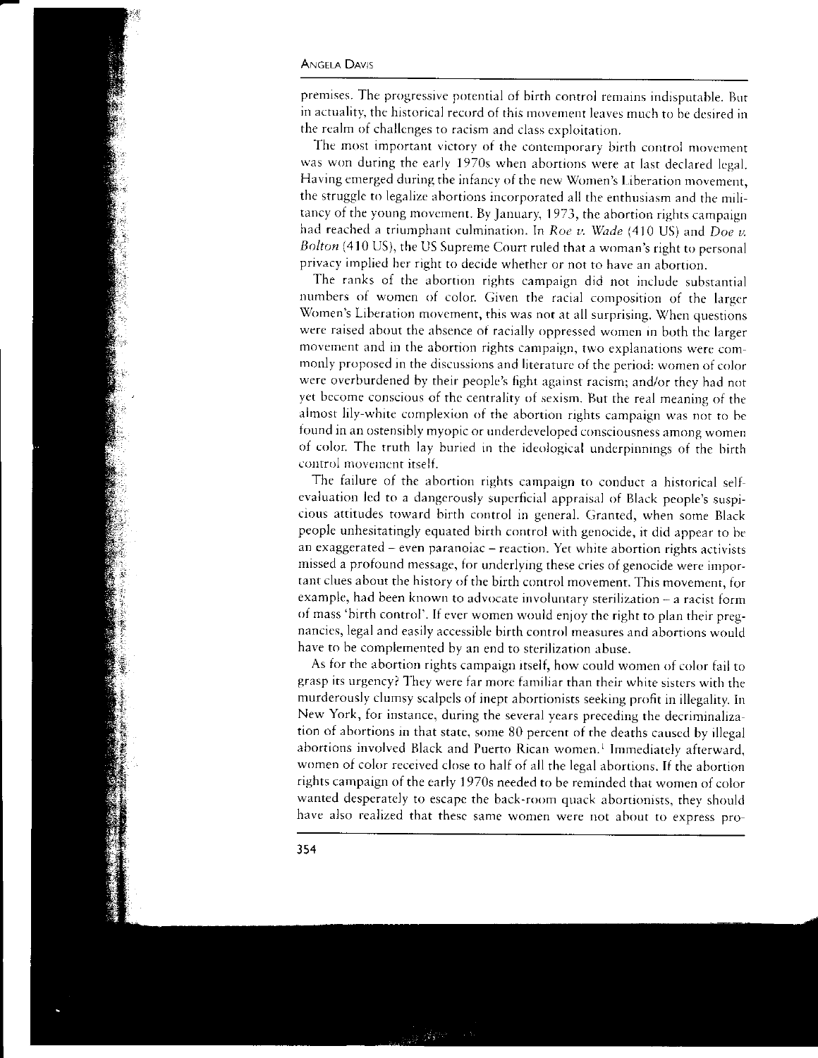premises. The progressive potential of birth control remains indisputable. But in actuality, the historical record of this movement leaves much to be desired in the realm of challenges to racism and class exploitation.

The most important victory of the contemporary birth control movement was won during the early 1970s when abortions were at last declared legal. Having emerged during the infancy of the new Women's Liberation movement, the struggle to legalize abortions incorporated all the enthusiasm and the militancy of the young movement. By January, 1973, the abortion rights campaign had reached a triumphant culmination. In *Roe v. Wade* (410 US) and *Doe v. Bolton* (410 US), the US Supreme Court ruled that a woman's right to personal privacy implied her right to decide whether or not to have an abortion.

The ranks of the abortion rights campaign did not include substantial numbers of women of color. Given the racial composition of the larger Women's Liberation movement, this was not at all surprising. When questions were raised about the absence of racially oppressed women in both the larger movement and in the abortion rights campaign, two explanations were commonly proposed in the discussions and literature of the period: women of color were overburdened by their people's fight against racism; and/or they had not yet become conscious of the centrality of sexism. But the real meaning of the almost lily-white complexion of the abortion rights campaign was not to be found in an ostensibly myopic or underdeveloped consciousness among women of color. The truth lay buried in the ideological underpinnings of the birth control movement itself.

The failure of the abortion rights campaign to conduct a historical self-evaluation led to a dangerously superficial appraisal of Black people's suspicious attitudes toward birth control in general. Granted, when some Black people unhesitatingly equated birth control with genocide, it did appear to be an exaggerated – even paranoiac – reaction. Yet white abortion rights activists missed a profound message, for underlying these cries of genocide were important clues about the history of the birth control movement. This movement, for example, had been known to advocate involuntary sterilization – a racist form of mass 'birth control'. If ever women would enjoy the right to plan their pregnancies, legal and easily accessible birth control measures and abortions would have to be complemented by an end to sterilization abuse.

As for the abortion rights campaign itself, how could women of color fail to grasp its urgency? They were far more familiar than their white sisters with the murderously clumsy scalpels of inept abortionists seeking profit in illegality. In New York, for instance, during the several years preceding the decriminalization of abortions in that state, some 80 percent of the deaths caused by illegal abortions involved Black and Puerto Rican women.[1] Immediately afterward, women of color received close to half of all the legal abortions. If the abortion rights campaign of the early 1970s needed to be reminded that women of color wanted desperately to escape the back-room quack abortionists, they should have also realized that these same women were not about to express pro-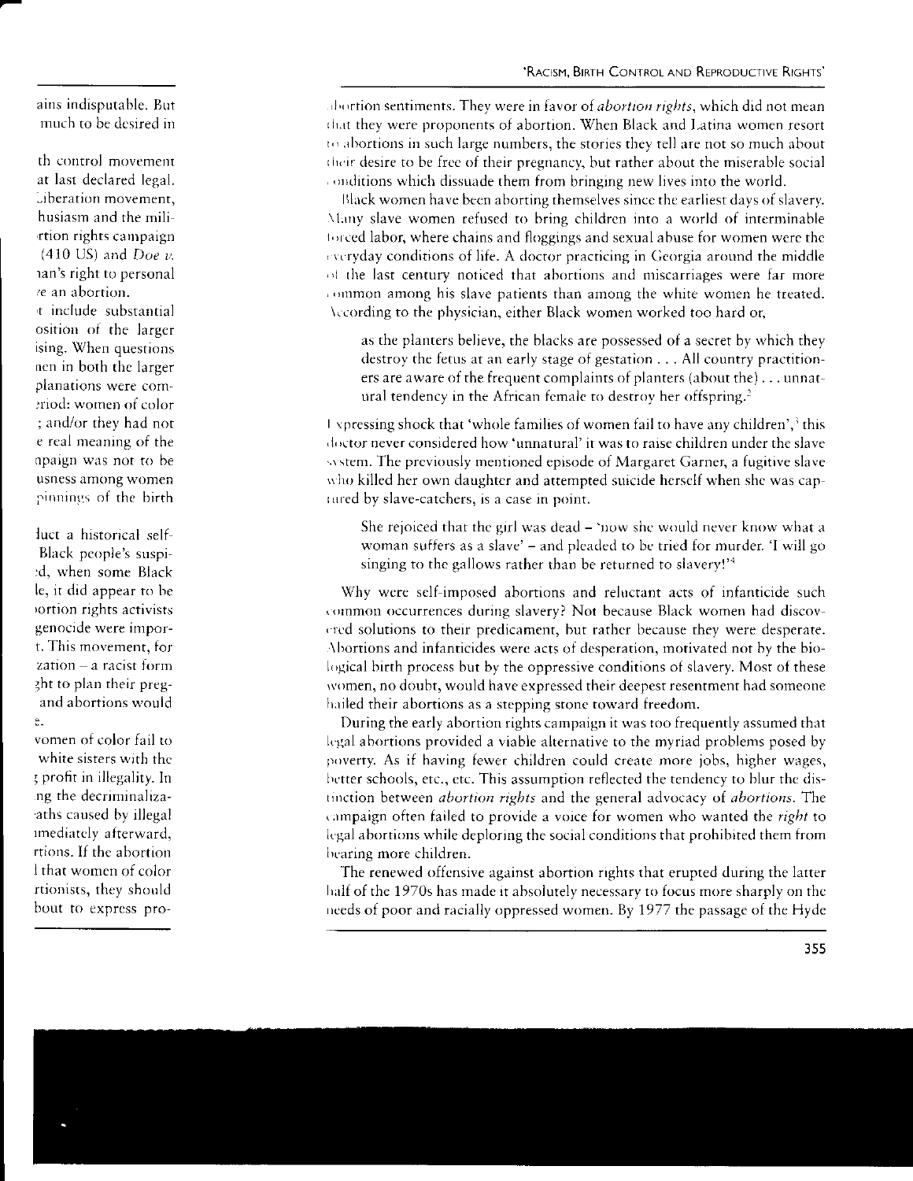abortion sentiments. They were in favor of *abortion rights*, which did not mean that they were proponents of abortion. When Black and Latina women resort to abortions in such large numbers, the stories they tell are not so much about their desire to be free of their pregnancy, but rather about the miserable social conditions which dissuade them from bringing new lives into the world.

Black women have been aborting themselves since the earliest days of slavery. Many slave women refused to bring children into a world of interminable forced labor, where chains and floggings and sexual abuse for women were the everyday conditions of life. A doctor practicing in Georgia around the middle of the last century noticed that abortions and miscarriages were far more common among his slave patients than among the white women he treated. According to the physician, either Black women worked too hard or,

> as the planters believe, the blacks are possessed of a secret by which they destroy the fetus at an early stage of gestation . . . All country practitioners are aware of the frequent complaints of planters (about the) . . . unnatural tendency in the African female to destroy her offspring.[2]

Expressing shock that 'whole families of women fail to have any children',[3] this doctor never considered how 'unnatural' it was to raise children under the slave system. The previously mentioned episode of Margaret Garner, a fugitive slave who killed her own daughter and attempted suicide herself when she was captured by slave-catchers, is a case in point.

> She rejoiced that the girl was dead – 'now she would never know what a woman suffers as a slave' – and pleaded to be tried for murder. 'I will go singing to the gallows rather than be returned to slavery!'[4]

Why were self-imposed abortions and reluctant acts of infanticide such common occurrences during slavery? Not because Black women had discovered solutions to their predicament, but rather because they were desperate. Abortions and infanticides were acts of desperation, motivated not by the biological birth process but by the oppressive conditions of slavery. Most of these women, no doubt, would have expressed their deepest resentment had someone hailed their abortions as a stepping stone toward freedom.

During the early abortion rights campaign it was too frequently assumed that legal abortions provided a viable alternative to the myriad problems posed by poverty. As if having fewer children could create more jobs, higher wages, better schools, etc., etc. This assumption reflected the tendency to blur the distinction between *abortion rights* and the general advocacy of *abortions*. The campaign often failed to provide a voice for women who wanted the *right* to legal abortions while deploring the social conditions that prohibited them from bearing more children.

The renewed offensive against abortion rights that erupted during the latter half of the 1970s has made it absolutely necessary to focus more sharply on the needs of poor and racially oppressed women. By 1977 the passage of the Hyde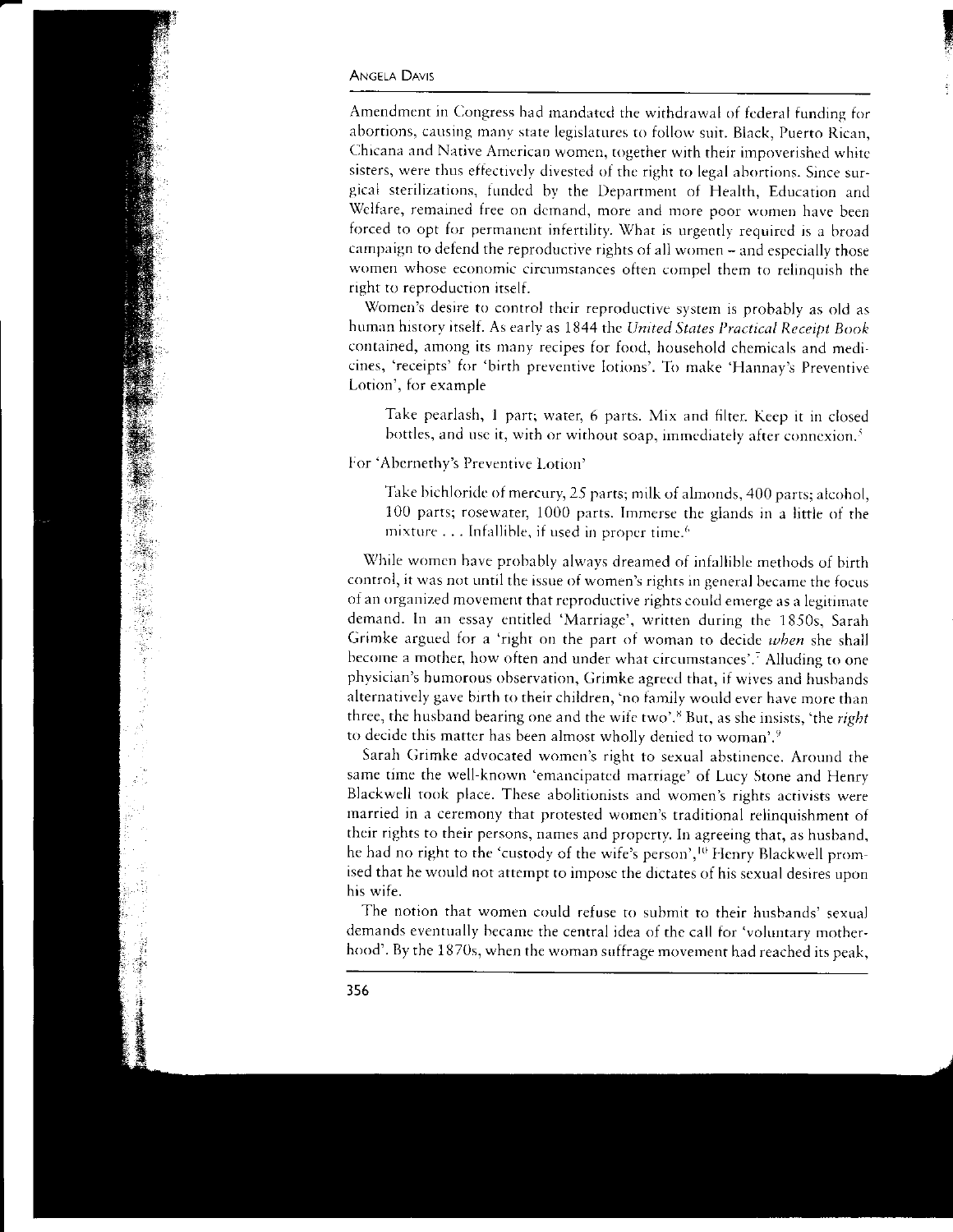Amendment in Congress had mandated the withdrawal of federal funding for abortions, causing many state legislatures to follow suit. Black, Puerto Rican, Chicana and Native American women, together with their impoverished white sisters, were thus effectively divested of the right to legal abortions. Since surgical sterilizations, funded by the Department of Health, Education and Welfare, remained free on demand, more and more poor women have been forced to opt for permanent infertility. What is urgently required is a broad campaign to defend the reproductive rights of all women – and especially those women whose economic circumstances often compel them to relinquish the right to reproduction itself.

Women's desire to control their reproductive system is probably as old as human history itself. As early as 1844 the *United States Practical Receipt Book* contained, among its many recipes for food, household chemicals and medicines, 'receipts' for 'birth preventive lotions'. To make 'Hannay's Preventive Lotion', for example

> Take pearlash, 1 part; water, 6 parts. Mix and filter. Keep it in closed bottles, and use it, with or without soap, immediately after connexion.[5]

For 'Abernethy's Preventive Lotion'

> Take bichloride of mercury, 25 parts; milk of almonds, 400 parts; alcohol, 100 parts; rosewater, 1000 parts. Immerse the glands in a little of the mixture . . . Infallible, if used in proper time.[6]

While women have probably always dreamed of infallible methods of birth control, it was not until the issue of women's rights in general became the focus of an organized movement that reproductive rights could emerge as a legitimate demand. In an essay entitled 'Marriage', written during the 1850s, Sarah Grimke argued for a 'right on the part of woman to decide *when* she shall become a mother, how often and under what circumstances'.[7] Alluding to one physician's humorous observation, Grimke agreed that, if wives and husbands alternatively gave birth to their children, 'no family would ever have more than three, the husband bearing one and the wife two'.[8] But, as she insists, 'the *right* to decide this matter has been almost wholly denied to woman'.[9]

Sarah Grimke advocated women's right to sexual abstinence. Around the same time the well-known 'emancipated marriage' of Lucy Stone and Henry Blackwell took place. These abolitionists and women's rights activists were married in a ceremony that protested women's traditional relinquishment of their rights to their persons, names and property. In agreeing that, as husband, he had no right to the 'custody of the wife's person',[10] Henry Blackwell promised that he would not attempt to impose the dictates of his sexual desires upon his wife.

The notion that women could refuse to submit to their husbands' sexual demands eventually became the central idea of the call for 'voluntary motherhood'. By the 1870s, when the woman suffrage movement had reached its peak,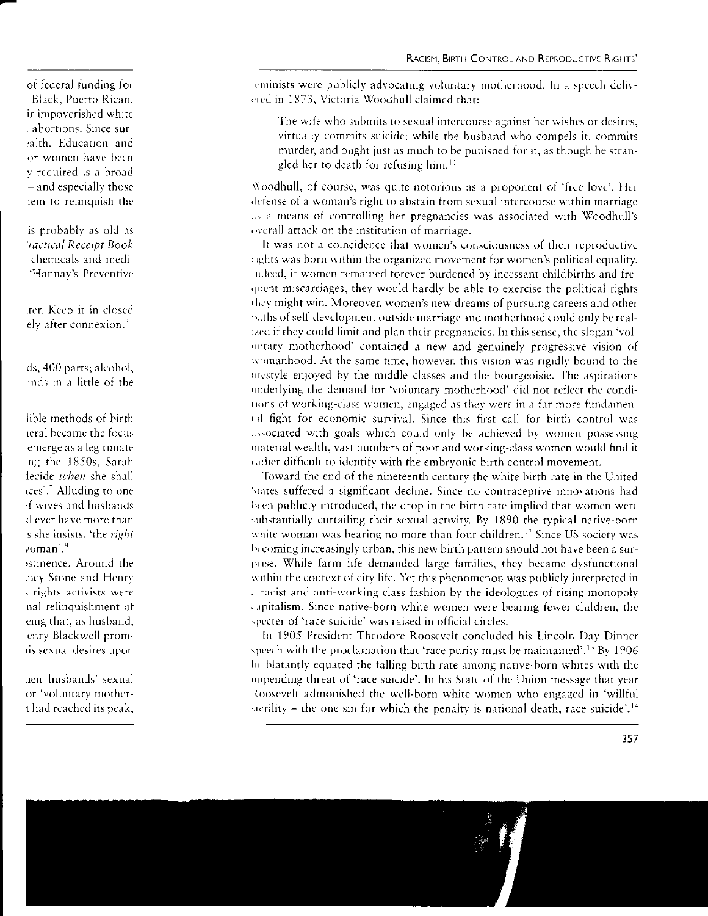feminists were publicly advocating voluntary motherhood. In a speech delivered in 1873, Victoria Woodhull claimed that:

> The wife who submits to sexual intercourse against her wishes or desires, virtually commits suicide; while the husband who compels it, commits murder, and ought just as much to be punished for it, as though he strangled her to death for refusing him.[11]

Woodhull, of course, was quite notorious as a proponent of 'free love'. Her defense of a woman's right to abstain from sexual intercourse within marriage as a means of controlling her pregnancies was associated with Woodhull's overall attack on the institution of marriage.

It was not a coincidence that women's consciousness of their reproductive rights was born within the organized movement for women's political equality. Indeed, if women remained forever burdened by incessant childbirths and frequent miscarriages, they would hardly be able to exercise the political rights they might win. Moreover, women's new dreams of pursuing careers and other paths of self-development outside marriage and motherhood could only be realized if they could limit and plan their pregnancies. In this sense, the slogan 'voluntary motherhood' contained a new and genuinely progressive vision of womanhood. At the same time, however, this vision was rigidly bound to the lifestyle enjoyed by the middle classes and the bourgeoisie. The aspirations underlying the demand for 'voluntary motherhood' did not reflect the conditions of working-class women, engaged as they were in a far more fundamental fight for economic survival. Since this first call for birth control was associated with goals which could only be achieved by women possessing material wealth, vast numbers of poor and working-class women would find it rather difficult to identify with the embryonic birth control movement.

Toward the end of the nineteenth century the white birth rate in the United States suffered a significant decline. Since no contraceptive innovations had been publicly introduced, the drop in the birth rate implied that women were substantially curtailing their sexual activity. By 1890 the typical native-born white woman was bearing no more than four children.[12] Since US society was becoming increasingly urban, this new birth pattern should not have been a surprise. While farm life demanded large families, they became dysfunctional within the context of city life. Yet this phenomenon was publicly interpreted in a racist and anti-working class fashion by the ideologues of rising monopoly capitalism. Since native-born white women were bearing fewer children, the specter of 'race suicide' was raised in official circles.

In 1905 President Theodore Roosevelt concluded his Lincoln Day Dinner speech with the proclamation that 'race purity must be maintained'.[13] By 1906 he blatantly equated the falling birth rate among native-born whites with the impending threat of 'race suicide'. In his State of the Union message that year Roosevelt admonished the well-born white women who engaged in 'willful sterility – the one sin for which the penalty is national death, race suicide'.[14]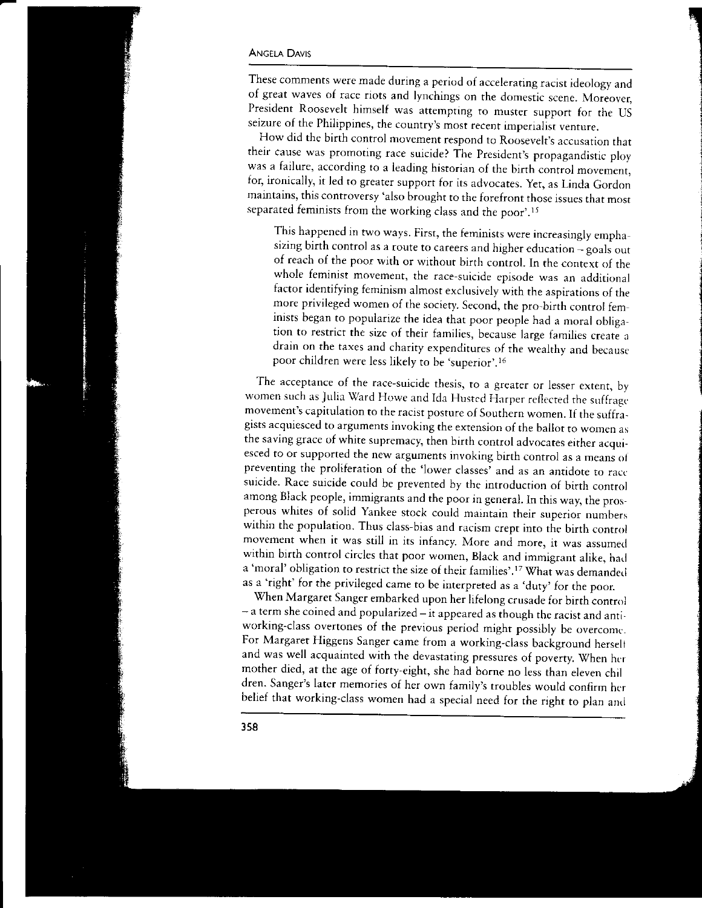These comments were made during a period of accelerating racist ideology and of great waves of race riots and lynchings on the domestic scene. Moreover, President Roosevelt himself was attempting to muster support for the US seizure of the Philippines, the country's most recent imperialist venture.

How did the birth control movement respond to Roosevelt's accusation that their cause was promoting race suicide? The President's propagandistic ploy was a failure, according to a leading historian of the birth control movement, for, ironically, it led to greater support for its advocates. Yet, as Linda Gordon maintains, this controversy 'also brought to the forefront those issues that most separated feminists from the working class and the poor'.[15]

> This happened in two ways. First, the feminists were increasingly emphasizing birth control as a route to careers and higher education – goals out of reach of the poor with or without birth control. In the context of the whole feminist movement, the race-suicide episode was an additional factor identifying feminism almost exclusively with the aspirations of the more privileged women of the society. Second, the pro-birth control feminists began to popularize the idea that poor people had a moral obligation to restrict the size of their families, because large families create a drain on the taxes and charity expenditures of the wealthy and because poor children were less likely to be 'superior'.[16]

The acceptance of the race-suicide thesis, to a greater or lesser extent, by women such as Julia Ward Howe and Ida Husted Harper reflected the suffrage movement's capitulation to the racist posture of Southern women. If the suffragists acquiesced to arguments invoking the extension of the ballot to women as the saving grace of white supremacy, then birth control advocates either acquiesced to or supported the new arguments invoking birth control as a means of preventing the proliferation of the 'lower classes' and as an antidote to race suicide. Race suicide could be prevented by the introduction of birth control among Black people, immigrants and the poor in general. In this way, the prosperous whites of solid Yankee stock could maintain their superior numbers within the population. Thus class-bias and racism crept into the birth control movement when it was still in its infancy. More and more, it was assumed within birth control circles that poor women, Black and immigrant alike, had a 'moral' obligation to restrict the size of their families'.[17] What was demanded as a 'right' for the privileged came to be interpreted as a 'duty' for the poor.

When Margaret Sanger embarked upon her lifelong crusade for birth control – a term she coined and popularized – it appeared as though the racist and anti-working-class overtones of the previous period might possibly be overcome. For Margaret Higgens Sanger came from a working-class background herself and was well acquainted with the devastating pressures of poverty. When her mother died, at the age of forty-eight, she had borne no less than eleven children. Sanger's later memories of her own family's troubles would confirm her belief that working-class women had a special need for the right to plan and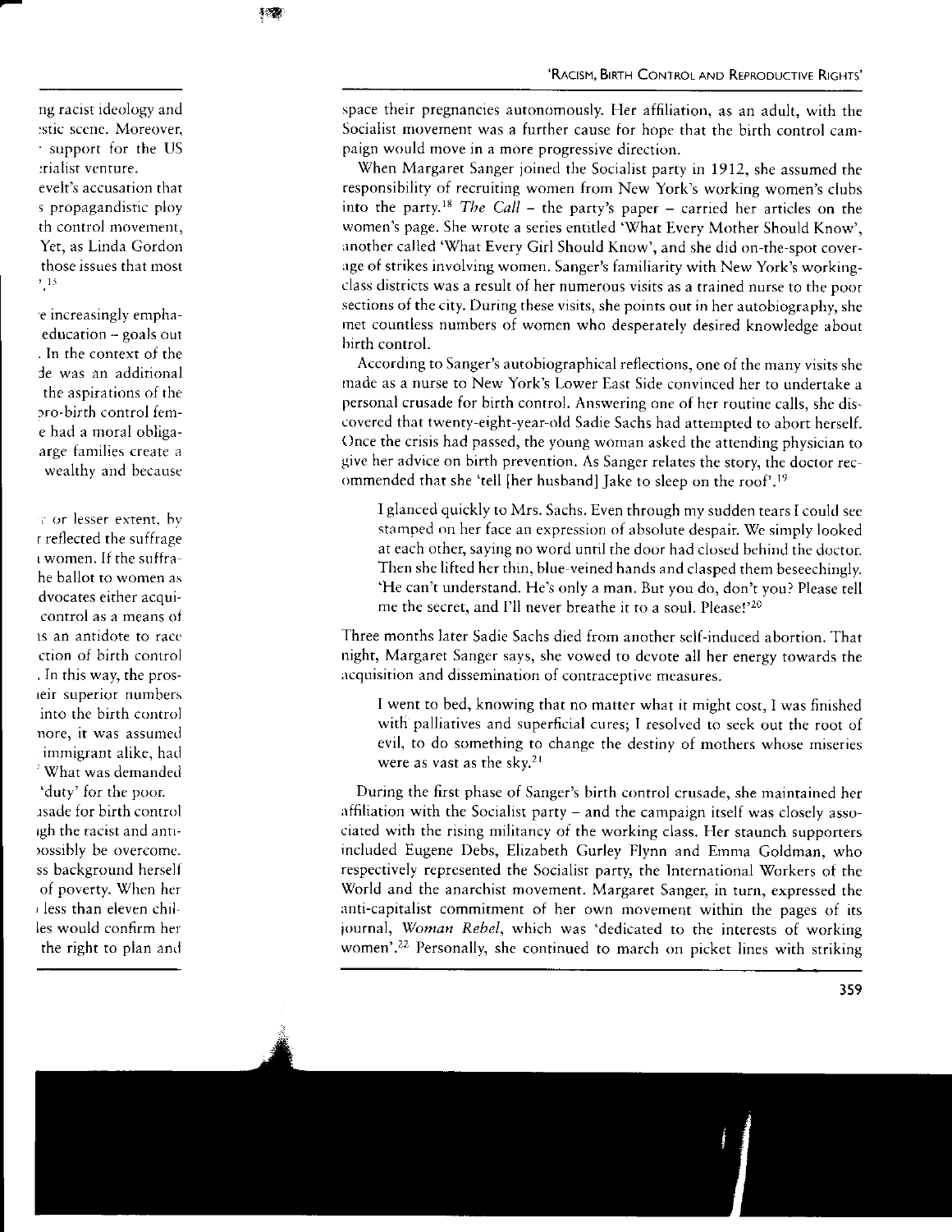space their pregnancies autonomously. Her affiliation, as an adult, with the Socialist movement was a further cause for hope that the birth control campaign would move in a more progressive direction.

When Margaret Sanger joined the Socialist party in 1912, she assumed the responsibility of recruiting women from New York's working women's clubs into the party.[18] *The Call* – the party's paper – carried her articles on the women's page. She wrote a series entitled 'What Every Mother Should Know', another called 'What Every Girl Should Know', and she did on-the-spot coverage of strikes involving women. Sanger's familiarity with New York's working-class districts was a result of her numerous visits as a trained nurse to the poor sections of the city. During these visits, she points out in her autobiography, she met countless numbers of women who desperately desired knowledge about birth control.

According to Sanger's autobiographical reflections, one of the many visits she made as a nurse to New York's Lower East Side convinced her to undertake a personal crusade for birth control. Answering one of her routine calls, she discovered that twenty-eight-year-old Sadie Sachs had attempted to abort herself. Once the crisis had passed, the young woman asked the attending physician to give her advice on birth prevention. As Sanger relates the story, the doctor recommended that she 'tell [her husband] Jake to sleep on the roof'.[19]

> I glanced quickly to Mrs. Sachs. Even through my sudden tears I could see stamped on her face an expression of absolute despair. We simply looked at each other, saying no word until the door had closed behind the doctor. Then she lifted her thin, blue-veined hands and clasped them beseechingly. 'He can't understand. He's only a man. But you do, don't you? Please tell me the secret, and I'll never breathe it to a soul. Please!'[20]

Three months later Sadie Sachs died from another self-induced abortion. That night, Margaret Sanger says, she vowed to devote all her energy towards the acquisition and dissemination of contraceptive measures.

> I went to bed, knowing that no matter what it might cost, I was finished with palliatives and superficial cures; I resolved to seek out the root of evil, to do something to change the destiny of mothers whose miseries were as vast as the sky.[21]

During the first phase of Sanger's birth control crusade, she maintained her affiliation with the Socialist party – and the campaign itself was closely associated with the rising militancy of the working class. Her staunch supporters included Eugene Debs, Elizabeth Gurley Flynn and Emma Goldman, who respectively represented the Socialist party, the International Workers of the World and the anarchist movement. Margaret Sanger, in turn, expressed the anti-capitalist commitment of her own movement within the pages of its journal, *Woman Rebel*, which was 'dedicated to the interests of working women'.[22] Personally, she continued to march on picket lines with striking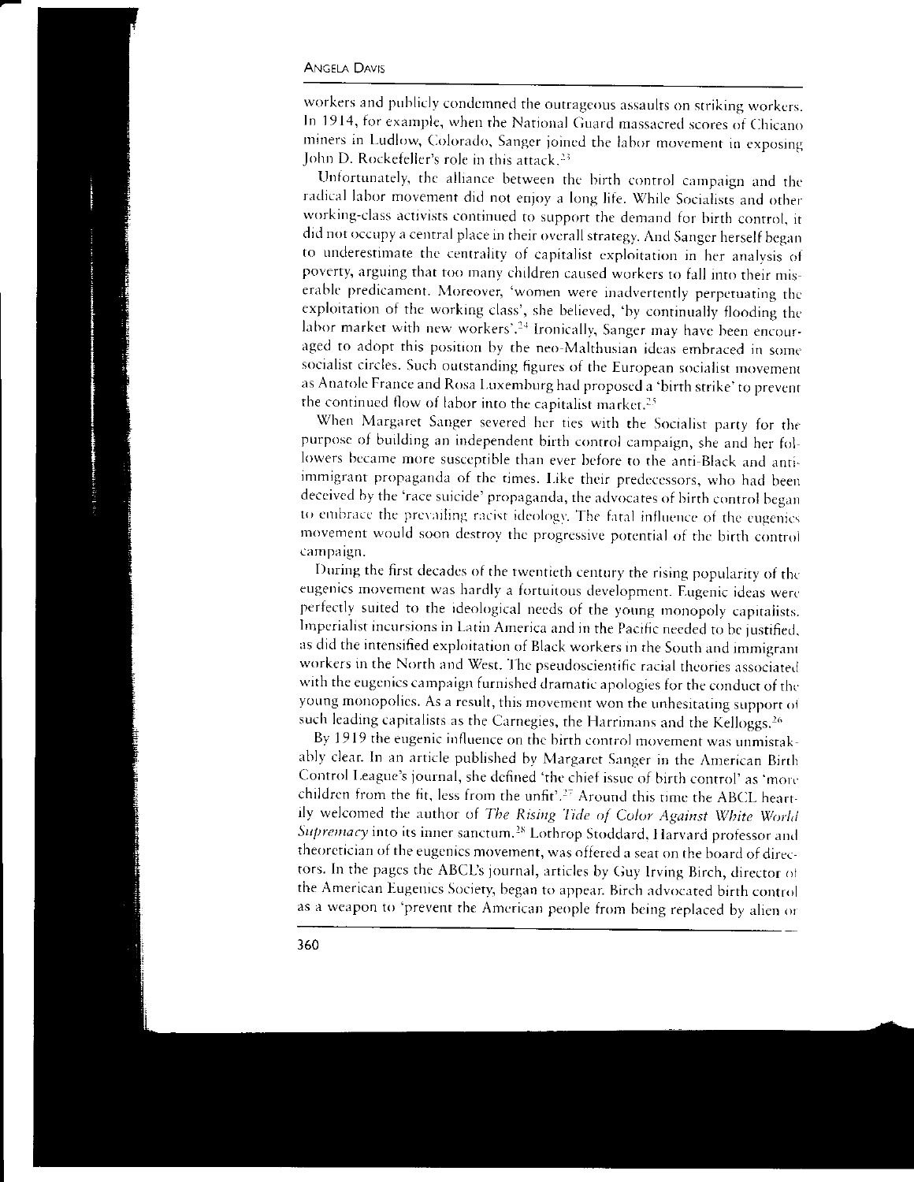workers and publicly condemned the outrageous assaults on striking workers. In 1914, for example, when the National Guard massacred scores of Chicano miners in Ludlow, Colorado, Sanger joined the labor movement in exposing John D. Rockefeller's role in this attack.[23]

Unfortunately, the alliance between the birth control campaign and the radical labor movement did not enjoy a long life. While Socialists and other working-class activists continued to support the demand for birth control, it did not occupy a central place in their overall strategy. And Sanger herself began to underestimate the centrality of capitalist exploitation in her analysis of poverty, arguing that too many children caused workers to fall into their miserable predicament. Moreover, 'women were inadvertently perpetuating the exploitation of the working class', she believed, 'by continually flooding the labor market with new workers'.[24] Ironically, Sanger may have been encouraged to adopt this position by the neo-Malthusian ideas embraced in some socialist circles. Such outstanding figures of the European socialist movement as Anatole France and Rosa Luxemburg had proposed a 'birth strike' to prevent the continued flow of labor into the capitalist market.[25]

When Margaret Sanger severed her ties with the Socialist party for the purpose of building an independent birth control campaign, she and her followers became more susceptible than ever before to the anti-Black and anti-immigrant propaganda of the times. Like their predecessors, who had been deceived by the 'race suicide' propaganda, the advocates of birth control began to embrace the prevailing racist ideology. The fatal influence of the eugenics movement would soon destroy the progressive potential of the birth control campaign.

During the first decades of the twentieth century the rising popularity of the eugenics movement was hardly a fortuitous development. Eugenic ideas were perfectly suited to the ideological needs of the young monopoly capitalists. Imperialist incursions in Latin America and in the Pacific needed to be justified, as did the intensified exploitation of Black workers in the South and immigrant workers in the North and West. The pseudoscientific racial theories associated with the eugenics campaign furnished dramatic apologies for the conduct of the young monopolies. As a result, this movement won the unhesitating support of such leading capitalists as the Carnegies, the Harrimans and the Kelloggs.[26]

By 1919 the eugenic influence on the birth control movement was unmistakably clear. In an article published by Margaret Sanger in the American Birth Control League's journal, she defined 'the chief issue of birth control' as 'more children from the fit, less from the unfit'.[27] Around this time the ABCL heartily welcomed the author of *The Rising Tide of Color Against White World Supremacy* into its inner sanctum.[28] Lothrop Stoddard, Harvard professor and theoretician of the eugenics movement, was offered a seat on the board of directors. In the pages the ABCL's journal, articles by Guy Irving Birch, director of the American Eugenics Society, began to appear. Birch advocated birth control as a weapon to 'prevent the American people from being replaced by alien or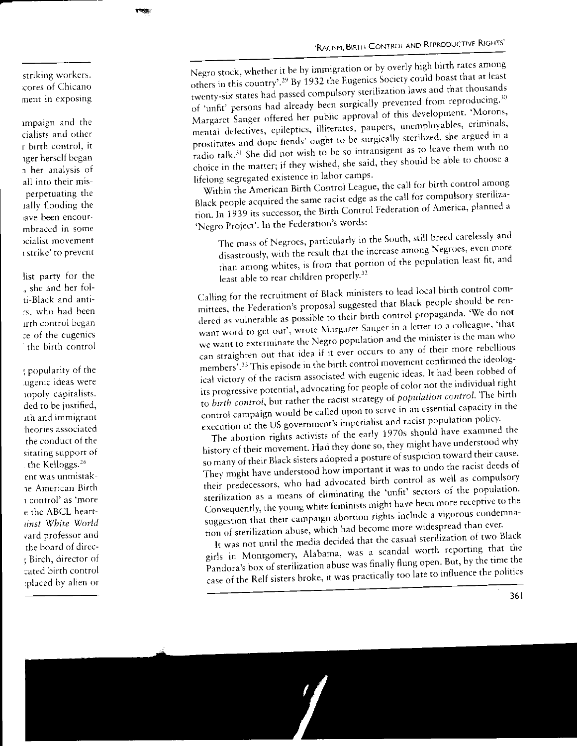Negro stock, whether it be by immigration or by overly high birth rates among others in this country'.[29] By 1932 the Eugenics Society could boast that at least twenty-six states had passed compulsory sterilization laws and that thousands of 'unfit' persons had already been surgically prevented from reproducing.[30] Margaret Sanger offered her public approval of this development. 'Morons, mental defectives, epileptics, illiterates, paupers, unemployables, criminals, prostitutes and dope fiends' ought to be surgically sterilized, she argued in a radio talk.[31] She did not wish to be so intransigent as to leave them with no choice in the matter; if they wished, she said, they should be able to choose a lifelong segregated existence in labor camps.

Within the American Birth Control League, the call for birth control among Black people acquired the same racist edge as the call for compulsory sterilization. In 1939 its successor, the Birth Control Federation of America, planned a 'Negro Project'. In the Federation's words:

> The mass of Negroes, particularly in the South, still breed carelessly and disastrously, with the result that the increase among Negroes, even more than among whites, is from that portion of the population least fit, and least able to rear children properly.[32]

Calling for the recruitment of Black ministers to lead local birth control committees, the Federation's proposal suggested that Black people should be rendered as vulnerable as possible to their birth control propaganda. 'We do not want word to get out', wrote Margaret Sanger in a letter to a colleague, 'that we want to exterminate the Negro population and the minister is the man who can straighten out that idea if it ever occurs to any of their more rebellious members'.[33] This episode in the birth control movement confirmed the ideological victory of the racism associated with eugenic ideas. It had been robbed of its progressive potential, advocating for people of color not the individual right to *birth control*, but rather the racist strategy of *population control*. The birth control campaign would be called upon to serve in an essential capacity in the execution of the US government's imperialist and racist population policy.

The abortion rights activists of the early 1970s should have examined the history of their movement. Had they done so, they might have understood why so many of their Black sisters adopted a posture of suspicion toward their cause. They might have understood how important it was to undo the racist deeds of their predecessors, who had advocated birth control as well as compulsory sterilization as a means of eliminating the 'unfit' sectors of the population. Consequently, the young white feminists might have been more receptive to the suggestion that their campaign abortion rights include a vigorous condemnation of sterilization abuse, which had become more widespread than ever.

It was not until the media decided that the casual sterilization of two Black girls in Montgomery, Alabama, was a scandal worth reporting that the Pandora's box of sterilization abuse was finally flung open. But, by the time the case of the Relf sisters broke, it was practically too late to influence the politics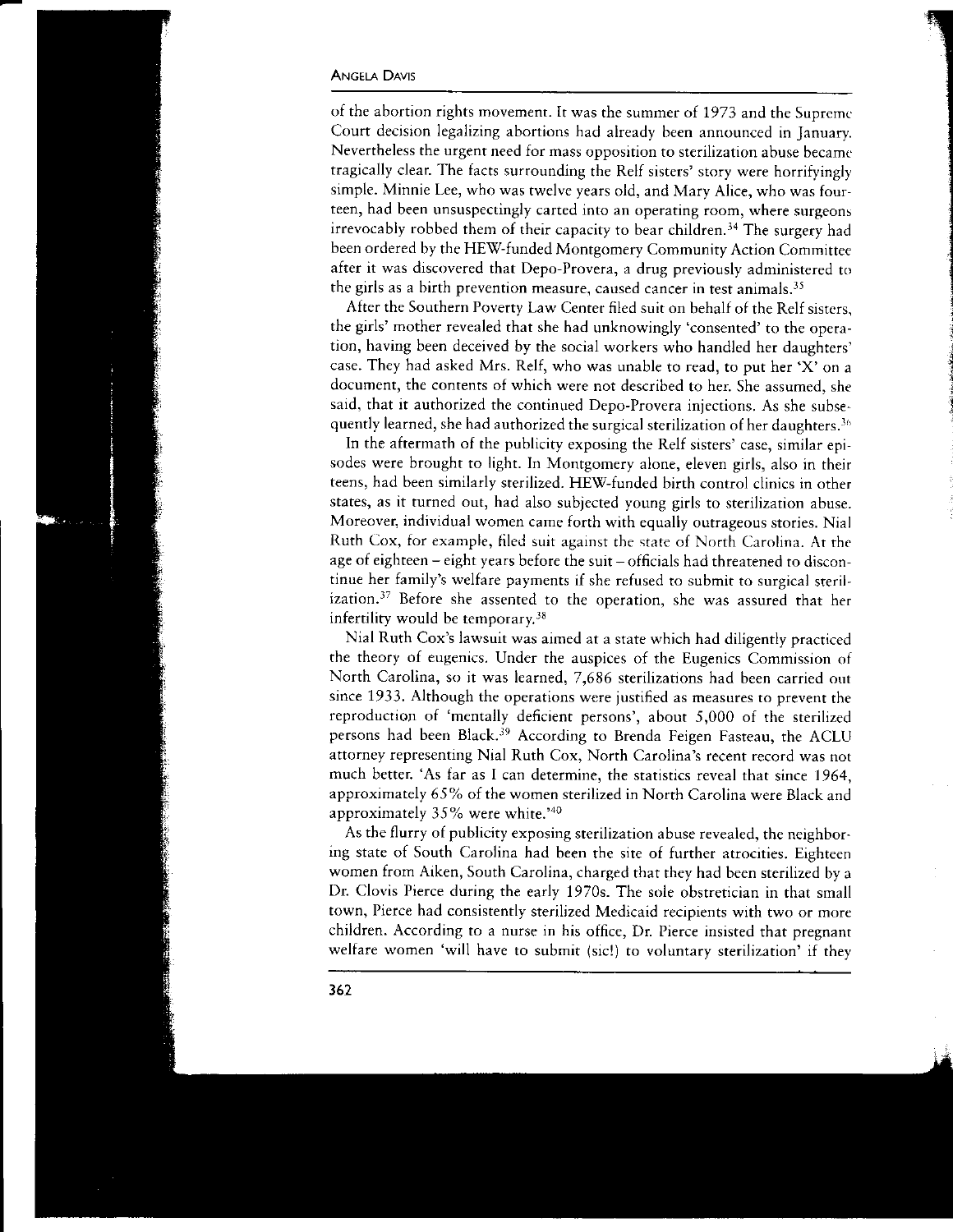of the abortion rights movement. It was the summer of 1973 and the Supreme Court decision legalizing abortions had already been announced in January. Nevertheless the urgent need for mass opposition to sterilization abuse became tragically clear. The facts surrounding the Relf sisters' story were horrifyingly simple. Minnie Lee, who was twelve years old, and Mary Alice, who was fourteen, had been unsuspectingly carted into an operating room, where surgeons irrevocably robbed them of their capacity to bear children.[34] The surgery had been ordered by the HEW-funded Montgomery Community Action Committee after it was discovered that Depo-Provera, a drug previously administered to the girls as a birth prevention measure, caused cancer in test animals.[35]

After the Southern Poverty Law Center filed suit on behalf of the Relf sisters, the girls' mother revealed that she had unknowingly 'consented' to the operation, having been deceived by the social workers who handled her daughters' case. They had asked Mrs. Relf, who was unable to read, to put her 'X' on a document, the contents of which were not described to her. She assumed, she said, that it authorized the continued Depo-Provera injections. As she subsequently learned, she had authorized the surgical sterilization of her daughters.[36]

In the aftermath of the publicity exposing the Relf sisters' case, similar episodes were brought to light. In Montgomery alone, eleven girls, also in their teens, had been similarly sterilized. HEW-funded birth control clinics in other states, as it turned out, had also subjected young girls to sterilization abuse. Moreover, individual women came forth with equally outrageous stories. Nial Ruth Cox, for example, filed suit against the state of North Carolina. At the age of eighteen – eight years before the suit – officials had threatened to discontinue her family's welfare payments if she refused to submit to surgical sterilization.[37] Before she assented to the operation, she was assured that her infertility would be temporary.[38]

Nial Ruth Cox's lawsuit was aimed at a state which had diligently practiced the theory of eugenics. Under the auspices of the Eugenics Commission of North Carolina, so it was learned, 7,686 sterilizations had been carried out since 1933. Although the operations were justified as measures to prevent the reproduction of 'mentally deficient persons', about 5,000 of the sterilized persons had been Black.[39] According to Brenda Feigen Fasteau, the ACLU attorney representing Nial Ruth Cox, North Carolina's recent record was not much better. 'As far as I can determine, the statistics reveal that since 1964, approximately 65% of the women sterilized in North Carolina were Black and approximately 35% were white.'[40]

As the flurry of publicity exposing sterilization abuse revealed, the neighboring state of South Carolina had been the site of further atrocities. Eighteen women from Aiken, South Carolina, charged that they had been sterilized by a Dr. Clovis Pierce during the early 1970s. The sole obstretician in that small town, Pierce had consistently sterilized Medicaid recipients with two or more children. According to a nurse in his office, Dr. Pierce insisted that pregnant welfare women 'will have to submit (sic!) to voluntary sterilization' if they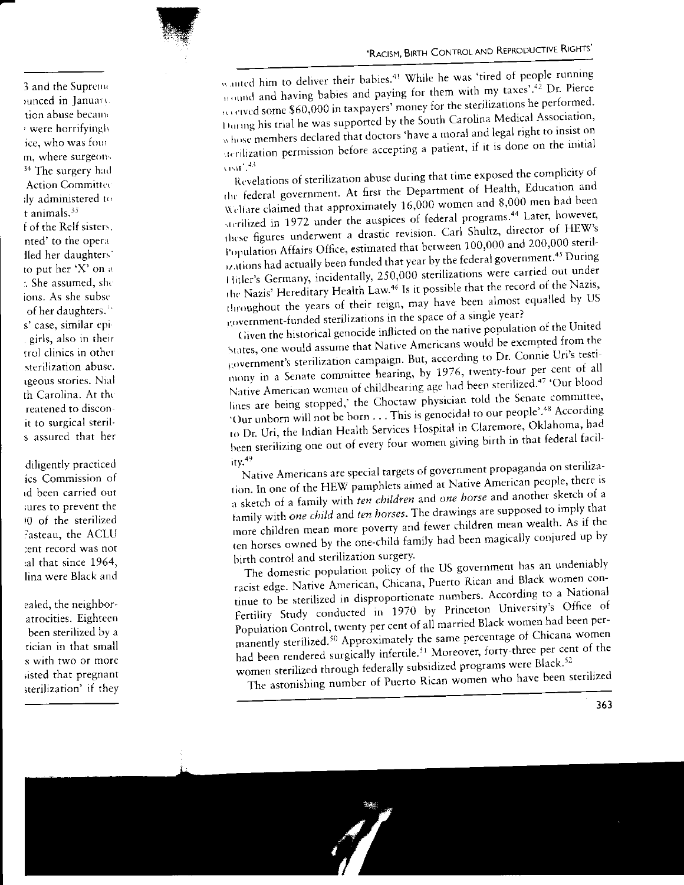wanted him to deliver their babies.[41] While he was 'tired of people running around and having babies and paying for them with my taxes'.[42] Dr. Pierce received some $60,000 in taxpayers' money for the sterilizations he performed. During his trial he was supported by the South Carolina Medical Association, whose members declared that doctors 'have a moral and legal right to insist on sterilization permission before accepting a patient, if it is done on the initial visit'.[43]

Revelations of sterilization abuse during that time exposed the complicity of the federal government. At first the Department of Health, Education and Welfare claimed that approximately 16,000 women and 8,000 men had been sterilized in 1972 under the auspices of federal programs.[44] Later, however, these figures underwent a drastic revision. Carl Shultz, director of HEW's Population Affairs Office, estimated that between 100,000 and 200,000 sterilizations had actually been funded that year by the federal government.[45] During Hitler's Germany, incidentally, 250,000 sterilizations were carried out under the Nazis' Hereditary Health Law.[46] Is it possible that the record of the Nazis, throughout the years of their reign, may have been almost equalled by US government-funded sterilizations in the space of a single year?

Given the historical genocide inflicted on the native population of the United States, one would assume that Native Americans would be exempted from the government's sterilization campaign. But, according to Dr. Connie Uri's testimony in a Senate committee hearing, by 1976, twenty-four per cent of all Native American women of childbearing age had been sterilized.[47] 'Our blood lines are being stopped,' the Choctaw physician told the Senate committee, 'Our unborn will not be born . . . This is genocidal to our people'.[48] According to Dr. Uri, the Indian Health Services Hospital in Claremore, Oklahoma, had been sterilizing one out of every four women giving birth in that federal facility.[49]

Native Americans are special targets of government propaganda on sterilization. In one of the HEW pamphlets aimed at Native American people, there is a sketch of a family with *ten children* and *one horse* and another sketch of a family with *one child* and *ten horses*. The drawings are supposed to imply that more children mean more poverty and fewer children mean wealth. As if the ten horses owned by the one-child family had been magically conjured up by birth control and sterilization surgery.

The domestic population policy of the US government has an undeniably racist edge. Native American, Chicana, Puerto Rican and Black women continue to be sterilized in disproportionate numbers. According to a National Fertility Study conducted in 1970 by Princeton University's Office of Population Control, twenty per cent of all married Black women had been permanently sterilized.[50] Approximately the same percentage of Chicana women had been rendered surgically infertile.[51] Moreover, forty-three per cent of the women sterilized through federally subsidized programs were Black.[52]

The astonishing number of Puerto Rican women who have been sterilized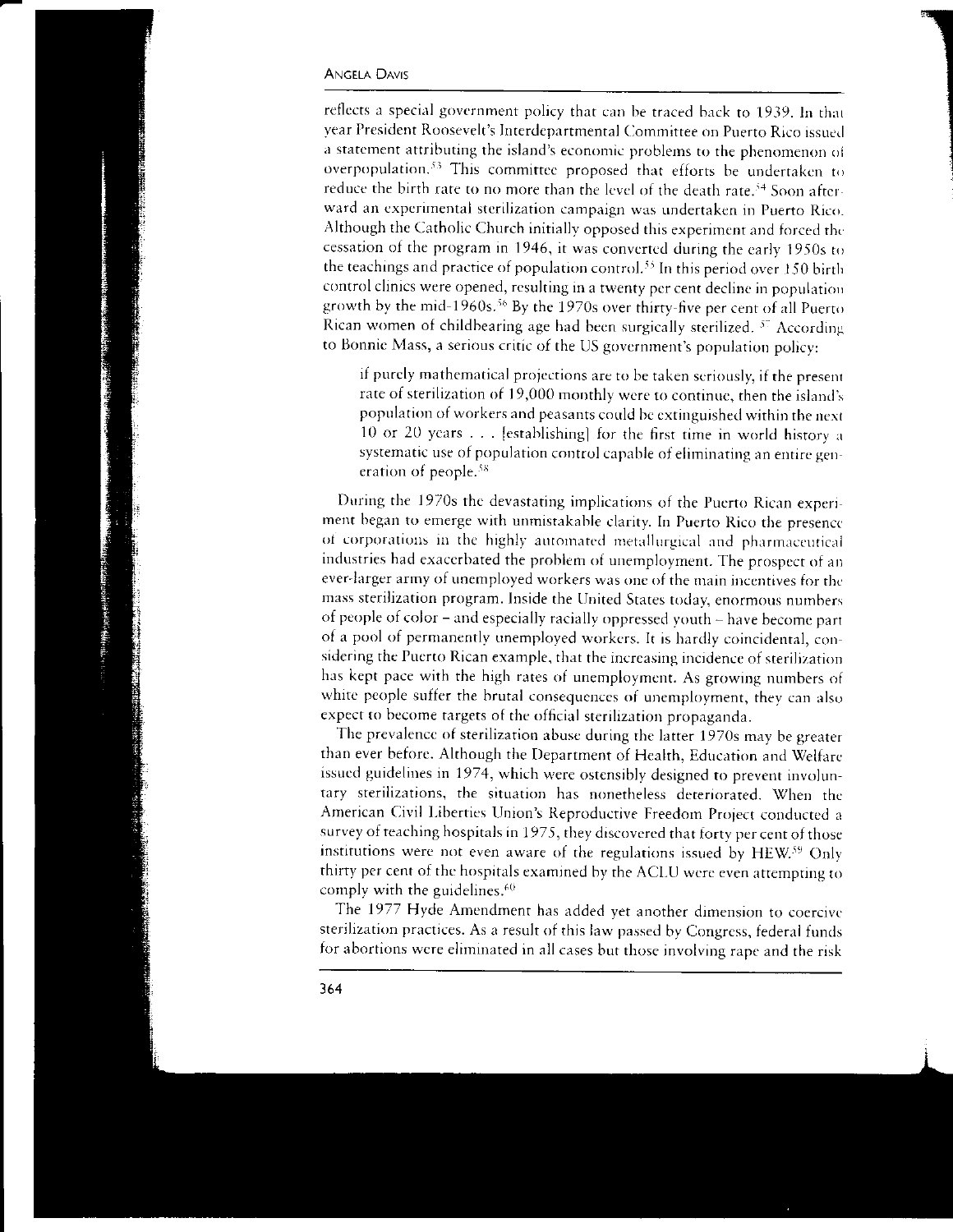reflects a special government policy that can be traced back to 1939. In that year President Roosevelt's Interdepartmental Committee on Puerto Rico issued a statement attributing the island's economic problems to the phenomenon of overpopulation.[53] This committee proposed that efforts be undertaken to reduce the birth rate to no more than the level of the death rate.[54] Soon afterward an experimental sterilization campaign was undertaken in Puerto Rico. Although the Catholic Church initially opposed this experiment and forced the cessation of the program in 1946, it was converted during the early 1950s to the teachings and practice of population control.[55] In this period over 150 birth control clinics were opened, resulting in a twenty per cent decline in population growth by the mid-1960s.[56] By the 1970s over thirty-five per cent of all Puerto Rican women of childbearing age had been surgically sterilized.[57] According to Bonnie Mass, a serious critic of the US government's population policy:

> if purely mathematical projections are to be taken seriously, if the present rate of sterilization of 19,000 monthly were to continue, then the island's population of workers and peasants could be extinguished within the next 10 or 20 years . . . [establishing] for the first time in world history a systematic use of population control capable of eliminating an entire generation of people.[58]

During the 1970s the devastating implications of the Puerto Rican experiment began to emerge with unmistakable clarity. In Puerto Rico the presence of corporations in the highly automated metallurgical and pharmaceutical industries had exacerbated the problem of unemployment. The prospect of an ever-larger army of unemployed workers was one of the main incentives for the mass sterilization program. Inside the United States today, enormous numbers of people of color – and especially racially oppressed youth – have become part of a pool of permanently unemployed workers. It is hardly coincidental, considering the Puerto Rican example, that the increasing incidence of sterilization has kept pace with the high rates of unemployment. As growing numbers of white people suffer the brutal consequences of unemployment, they can also expect to become targets of the official sterilization propaganda.

The prevalence of sterilization abuse during the latter 1970s may be greater than ever before. Although the Department of Health, Education and Welfare issued guidelines in 1974, which were ostensibly designed to prevent involuntary sterilizations, the situation has nonetheless deteriorated. When the American Civil Liberties Union's Reproductive Freedom Project conducted a survey of teaching hospitals in 1975, they discovered that forty per cent of those institutions were not even aware of the regulations issued by HEW.[59] Only thirty per cent of the hospitals examined by the ACLU were even attempting to comply with the guidelines.[60]

The 1977 Hyde Amendment has added yet another dimension to coercive sterilization practices. As a result of this law passed by Congress, federal funds for abortions were eliminated in all cases but those involving rape and the risk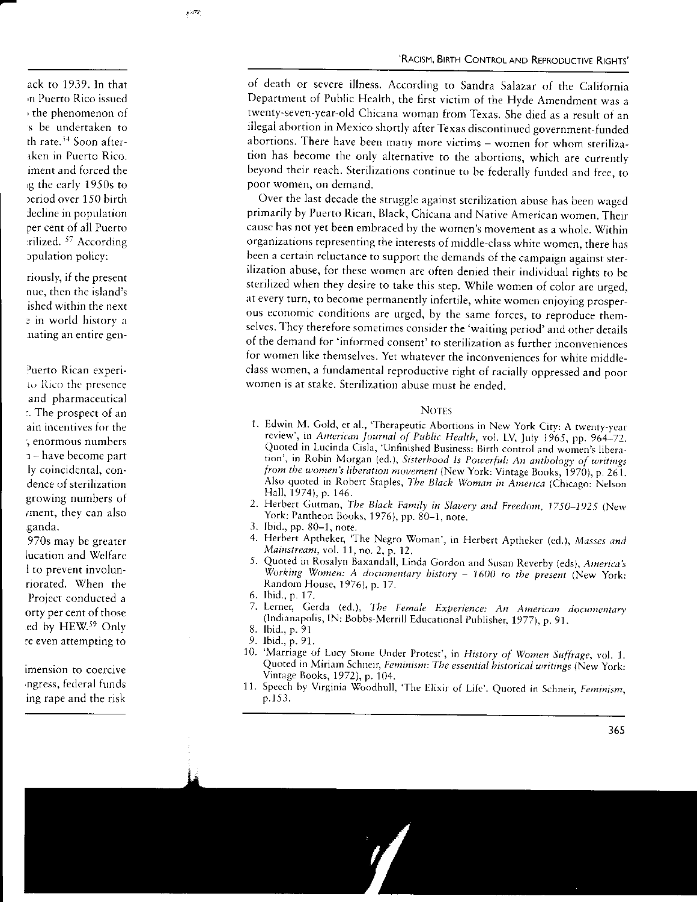of death or severe illness. According to Sandra Salazar of the California Department of Public Health, the first victim of the Hyde Amendment was a twenty-seven-year-old Chicana woman from Texas. She died as a result of an illegal abortion in Mexico shortly after Texas discontinued government-funded abortions. There have been many more victims – women for whom sterilization has become the only alternative to the abortions, which are currently beyond their reach. Sterilizations continue to be federally funded and free, to poor women, on demand.

Over the last decade the struggle against sterilization abuse has been waged primarily by Puerto Rican, Black, Chicana and Native American women. Their cause has not yet been embraced by the women's movement as a whole. Within organizations representing the interests of middle-class white women, there has been a certain reluctance to support the demands of the campaign against sterilization abuse, for these women are often denied their individual rights to be sterilized when they desire to take this step. While women of color are urged, at every turn, to become permanently infertile, white women enjoying prosperous economic conditions are urged, by the same forces, to reproduce themselves. They therefore sometimes consider the 'waiting period' and other details of the demand for 'informed consent' to sterilization as further inconveniences for women like themselves. Yet whatever the inconveniences for white middle-class women, a fundamental reproductive right of racially oppressed and poor women is at stake. Sterilization abuse must be ended.

## Notes

1. Edwin M. Gold, et al., 'Therapeutic Abortions in New York City: A twenty-year review', in *American Journal of Public Health*, vol. LV, July 1965, pp. 964–72. Quoted in Lucinda Cisla, 'Unfinished Business: Birth control and women's liberation', in Robin Morgan (ed.), *Sisterhood Is Powerful: An anthology of writings from the women's liberation movement* (New York: Vintage Books, 1970), p. 261. Also quoted in Robert Staples, *The Black Woman in America* (Chicago: Nelson Hall, 1974), p. 146.
2. Herbert Gutman, *The Black Family in Slavery and Freedom, 1750–1925* (New York: Pantheon Books, 1976), pp. 80–1, note.
3. Ibid., pp. 80–1, note.
4. Herbert Aptheker, 'The Negro Woman', in Herbert Aptheker (ed.), *Masses and Mainstream*, vol. 11, no. 2, p. 12.
5. Quoted in Rosalyn Baxandall, Linda Gordon and Susan Reverby (eds), *America's Working Women: A documentary history – 1600 to the present* (New York: Random House, 1976), p. 17.
6. Ibid., p. 17.
7. Lerner, Gerda (ed.), *The Female Experience: An American documentary* (Indianapolis, IN: Bobbs-Merrill Educational Publisher, 1977), p. 91.
8. Ibid., p. 91
9. Ibid., p. 91.
10. 'Marriage of Lucy Stone Under Protest', in *History of Women Suffrage*, vol. 1. Quoted in Miriam Schneir, *Feminism: The essential historical writings* (New York: Vintage Books, 1972), p. 104.
11. Speech by Virginia Woodhull, 'The Elixir of Life'. Quoted in Schneir, *Feminism*, p.153.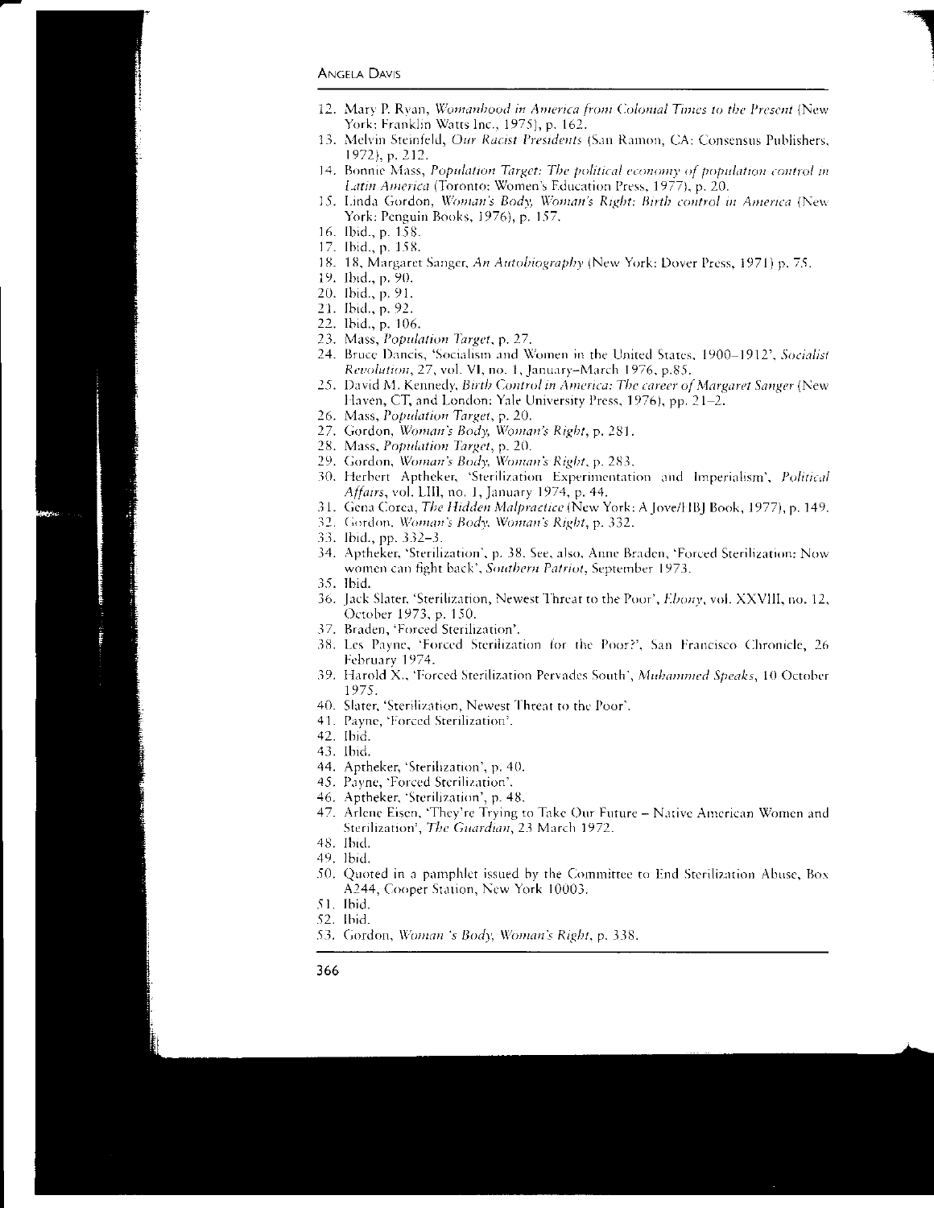12. Mary P. Ryan, *Womanhood in America from Colonial Times to the Present* (New York: Franklin Watts Inc., 1975), p. 162.
13. Melvin Steinfeld, *Our Racist Presidents* (San Ramon, CA: Consensus Publishers, 1972), p. 212.
14. Bonnie Mass, *Population Target: The political economy of population control in Latin America* (Toronto: Women's Education Press, 1977), p. 20.
15. Linda Gordon, *Woman's Body, Woman's Right: Birth control in America* (New York: Penguin Books, 1976), p. 157.
16. Ibid., p. 158.
17. Ibid., p. 158.
18. 18, Margaret Sanger, *An Autobiography* (New York: Dover Press, 1971) p. 75.
19. Ibid., p. 90.
20. Ibid., p. 91.
21. Ibid., p. 92.
22. Ibid., p. 106.
23. Mass, *Population Target*, p. 27.
24. Bruce Dancis, 'Socialism and Women in the United States, 1900–1912', *Socialist Revolution*, 27, vol. VI, no. 1, January–March 1976, p.85.
25. David M. Kennedy, *Birth Control in America: The career of Margaret Sanger* (New Haven, CT, and London: Yale University Press, 1976), pp. 21–2.
26. Mass, *Population Target*, p. 20.
27. Gordon, *Woman's Body, Woman's Right*, p. 281.
28. Mass, *Population Target*, p. 20.
29. Gordon, *Woman's Body, Woman's Right*, p. 283.
30. Herbert Aptheker, 'Sterilization Experimentation and Imperialism', *Political Affairs*, vol. LIII, no. 1, January 1974, p. 44.
31. Gena Corea, *The Hidden Malpractice* (New York: A Jove/HBJ Book, 1977), p. 149.
32. Gordon, *Woman's Body, Woman's Right*, p. 332.
33. Ibid., pp. 332–3.
34. Aptheker, 'Sterilization', p. 38. See, also, Anne Braden, 'Forced Sterilization: Now women can fight back', *Southern Patriot*, September 1973.
35. Ibid.
36. Jack Slater, 'Sterilization, Newest Threat to the Poor', *Ebony*, vol. XXVIII, no. 12, October 1973, p. 150.
37. Braden, 'Forced Sterilization'.
38. Les Payne, 'Forced Sterilization for the Poor?', San Francisco Chronicle, 26 February 1974.
39. Harold X., 'Forced Sterilization Pervades South', *Muhammed Speaks*, 10 October 1975.
40. Slater, 'Sterilization, Newest Threat to the Poor'.
41. Payne, 'Forced Sterilization'.
42. Ibid.
43. Ibid.
44. Aptheker, 'Sterilization', p. 40.
45. Payne, 'Forced Sterilization'.
46. Aptheker, 'Sterilization', p. 48.
47. Arlene Eisen, 'They're Trying to Take Our Future – Native American Women and Sterilization', *The Guardian*, 23 March 1972.
48. Ibid.
49. Ibid.
50. Quoted in a pamphlet issued by the Committee to End Sterilization Abuse, Box A244, Cooper Station, New York 10003.
51. Ibid.
52. Ibid.
53. Gordon, *Woman 's Body, Woman's Right*, p. 338.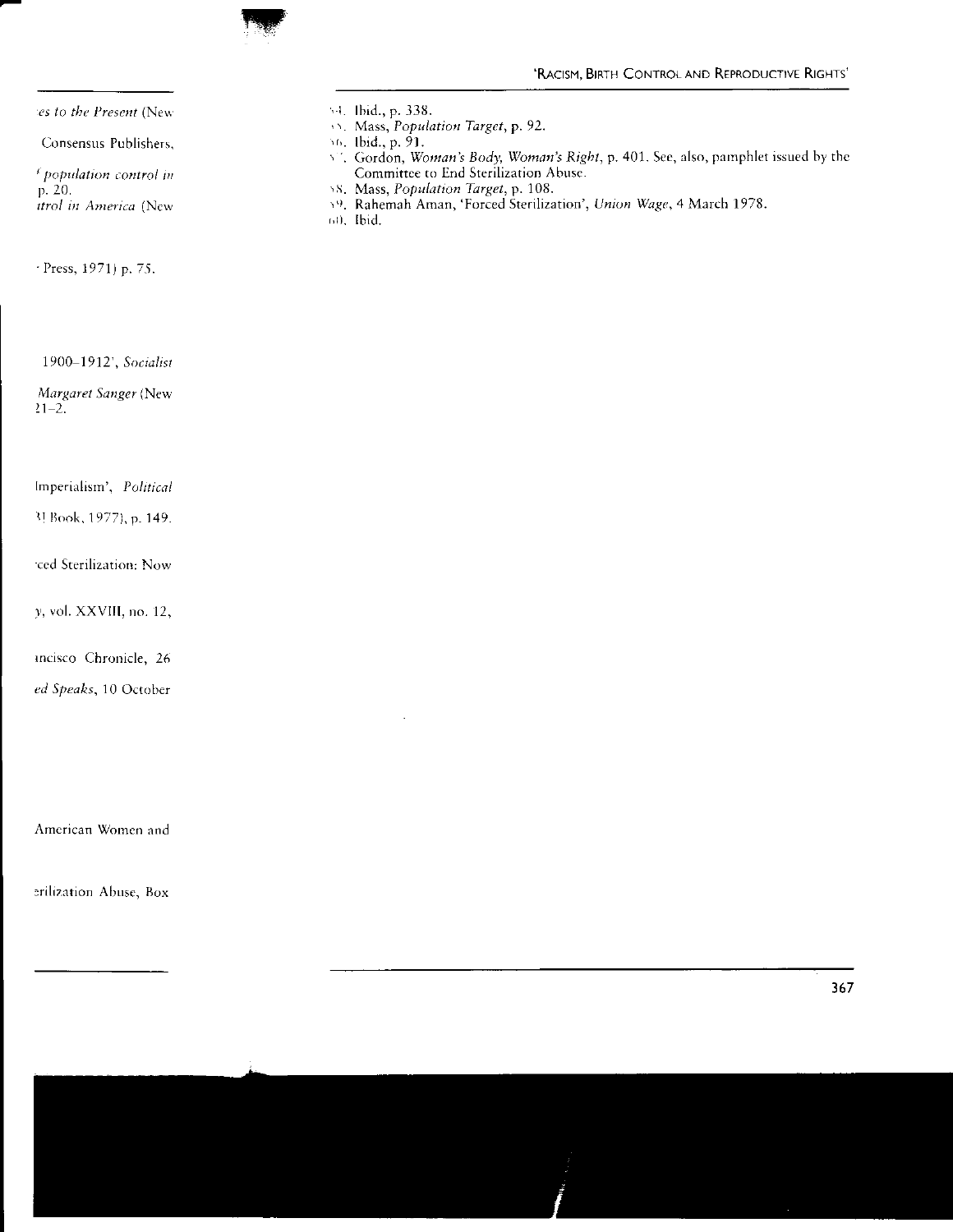54. Ibid., p. 338.
55. Mass, *Population Target*, p. 92.
56. Ibid., p. 91.
57. Gordon, *Woman's Body, Woman's Right*, p. 401. See, also, pamphlet issued by the Committee to End Sterilization Abuse.
58. Mass, *Population Target*, p. 108.
59. Rahemah Aman, 'Forced Sterilization', *Union Wage*, 4 March 1978.
60. Ibid.